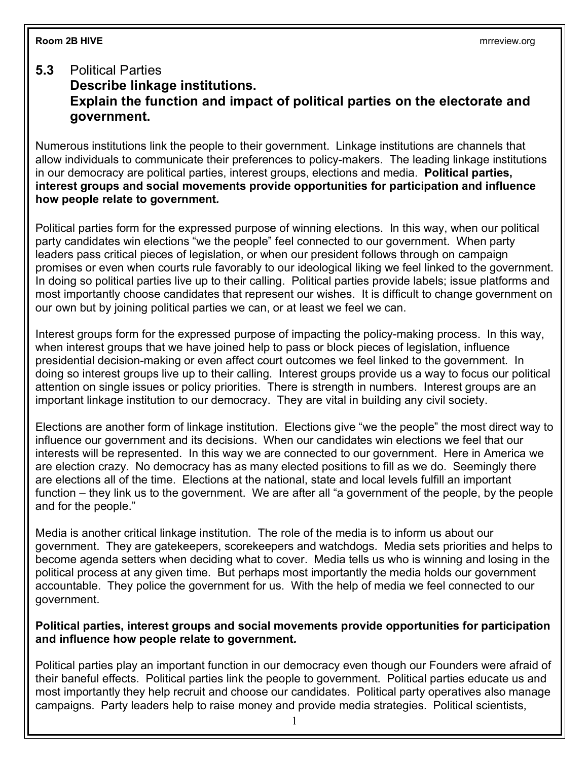## 5.3 Political Parties

### Describe linkage institutions.

### Explain the function and impact of political parties on the electorate and government.

Numerous institutions link the people to their government. Linkage institutions are channels that allow individuals to communicate their preferences to policy-makers. The leading linkage institutions in our democracy are political parties, interest groups, elections and media. **Political parties, interest groups and social movements provide opportunities for participation and influence how people relate to government*.***

Political parties form for the expressed purpose of winning elections. In this way, when our political party candidates win elections "we the people" feel connected to our government. When party leaders pass critical pieces of legislation, or when our president follows through on campaign promises or even when courts rule favorably to our ideological liking we feel linked to the government. In doing so political parties live up to their calling. Political parties provide labels; issue platforms and most importantly choose candidates that represent our wishes. It is difficult to change government on our own but by joining political parties we can, or at least we feel we can.

Interest groups form for the expressed purpose of impacting the policy-making process. In this way, when interest groups that we have joined help to pass or block pieces of legislation, influence presidential decision-making or even affect court outcomes we feel linked to the government. In doing so interest groups live up to their calling. Interest groups provide us a way to focus our political attention on single issues or policy priorities. There is strength in numbers. Interest groups are an important linkage institution to our democracy. They are vital in building any civil society.

Elections are another form of linkage institution. Elections give "we the people" the most direct way to influence our government and its decisions. When our candidates win elections we feel that our interests will be represented. In this way we are connected to our government. Here in America we are election crazy. No democracy has as many elected positions to fill as we do. Seemingly there are elections all of the time. Elections at the national, state and local levels fulfill an important function – they link us to the government. We are after all "a government of the people, by the people and for the people."

Media is another critical linkage institution. The role of the media is to inform us about our government. They are gatekeepers, scorekeepers and watchdogs. Media sets priorities and helps to become agenda setters when deciding what to cover. Media tells us who is winning and losing in the political process at any given time. But perhaps most importantly the media holds our government accountable. They police the government for us. With the help of media we feel connected to our government.

**Political parties, interest groups and social movements provide opportunities for participation and influence how people relate to government*.***

Political parties play an important function in our democracy even though our Founders were afraid of their baneful effects. Political parties link the people to government. Political parties educate us and most importantly they help recruit and choose our candidates. Political party operatives also manage campaigns. Party leaders help to raise money and provide media strategies. Political scientists,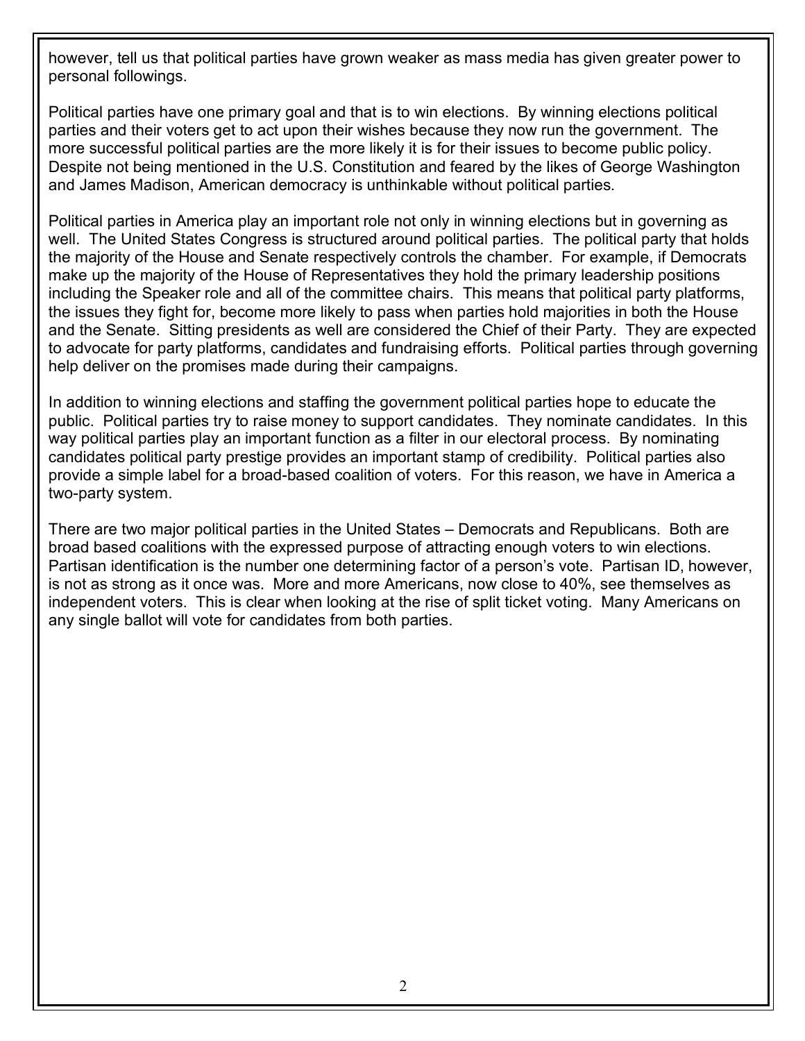however, tell us that political parties have grown weaker as mass media has given greater power to personal followings.

Political parties have one primary goal and that is to win elections. By winning elections political parties and their voters get to act upon their wishes because they now run the government. The more successful political parties are the more likely it is for their issues to become public policy. Despite not being mentioned in the U.S. Constitution and feared by the likes of George Washington and James Madison, American democracy is unthinkable without political parties.

Political parties in America play an important role not only in winning elections but in governing as well. The United States Congress is structured around political parties. The political party that holds the majority of the House and Senate respectively controls the chamber. For example, if Democrats make up the majority of the House of Representatives they hold the primary leadership positions including the Speaker role and all of the committee chairs. This means that political party platforms, the issues they fight for, become more likely to pass when parties hold majorities in both the House and the Senate. Sitting presidents as well are considered the Chief of their Party. They are expected to advocate for party platforms, candidates and fundraising efforts. Political parties through governing help deliver on the promises made during their campaigns.

In addition to winning elections and staffing the government political parties hope to educate the public. Political parties try to raise money to support candidates. They nominate candidates. In this way political parties play an important function as a filter in our electoral process. By nominating candidates political party prestige provides an important stamp of credibility. Political parties also provide a simple label for a broad-based coalition of voters. For this reason, we have in America a two-party system.

There are two major political parties in the United States – Democrats and Republicans. Both are broad based coalitions with the expressed purpose of attracting enough voters to win elections. Partisan identification is the number one determining factor of a person's vote. Partisan ID, however, is not as strong as it once was. More and more Americans, now close to 40%, see themselves as independent voters. This is clear when looking at the rise of split ticket voting. Many Americans on any single ballot will vote for candidates from both parties.